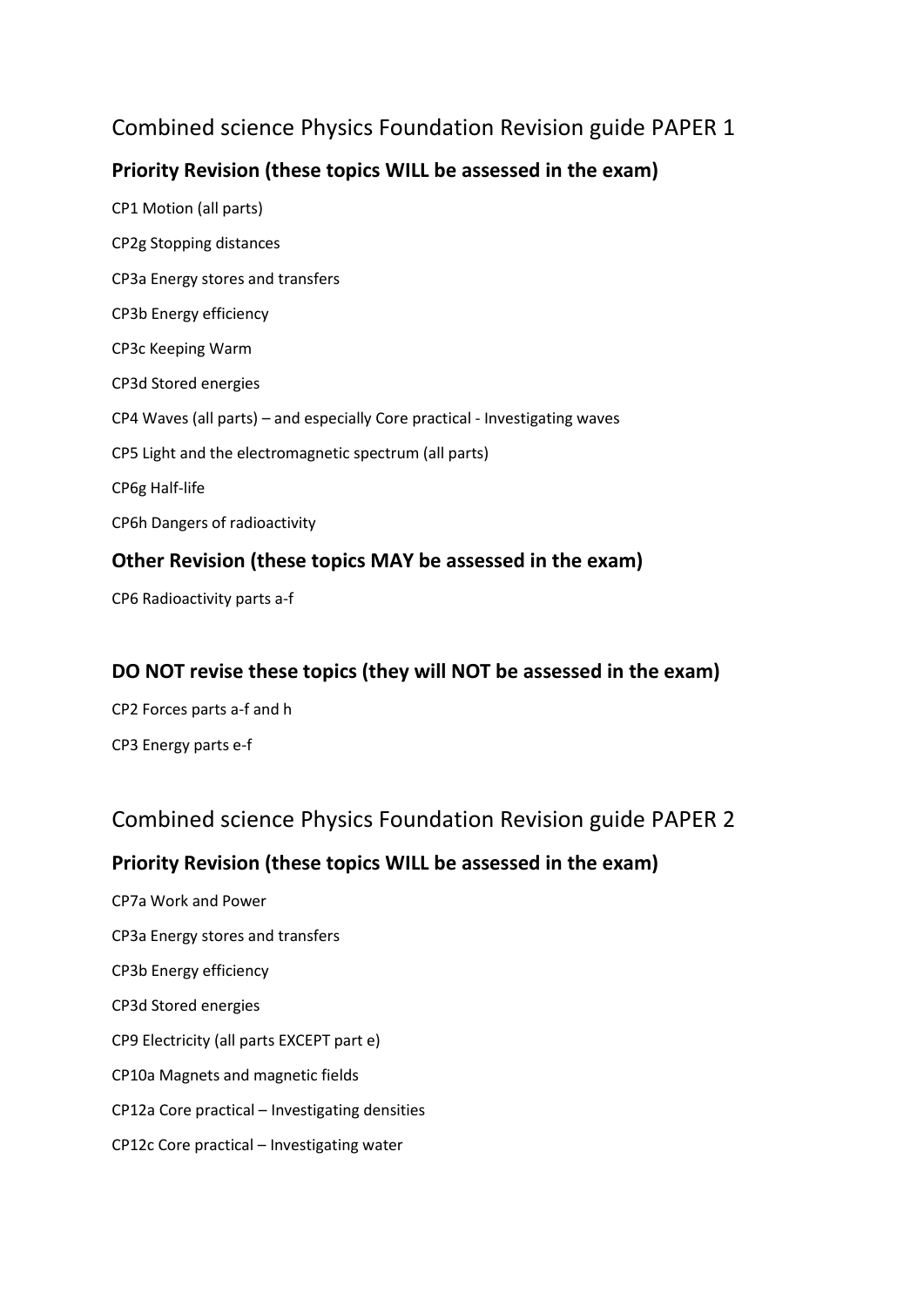# Combined science Physics Foundation Revision guide PAPER 1

## Priority Revision (these topics WILL be assessed in the exam)

CP1 Motion (all parts)

CP2g Stopping distances

CP3a Energy stores and transfers

CP3b Energy efficiency

CP3c Keeping Warm

CP3d Stored energies

CP4 Waves (all parts) – and especially Core practical - Investigating waves

CP5 Light and the electromagnetic spectrum (all parts)

CP6g Half-life

CP6h Dangers of radioactivity

## Other Revision (these topics MAY be assessed in the exam)

CP6 Radioactivity parts a-f

## DO NOT revise these topics (they will NOT be assessed in the exam)

CP2 Forces parts a-f and h

CP3 Energy parts e-f

# Combined science Physics Foundation Revision guide PAPER 2

## Priority Revision (these topics WILL be assessed in the exam)

CP7a Work and Power

CP3a Energy stores and transfers

CP3b Energy efficiency

CP3d Stored energies

CP9 Electricity (all parts EXCEPT part e)

CP10a Magnets and magnetic fields

CP12a Core practical – Investigating densities

CP12c Core practical – Investigating water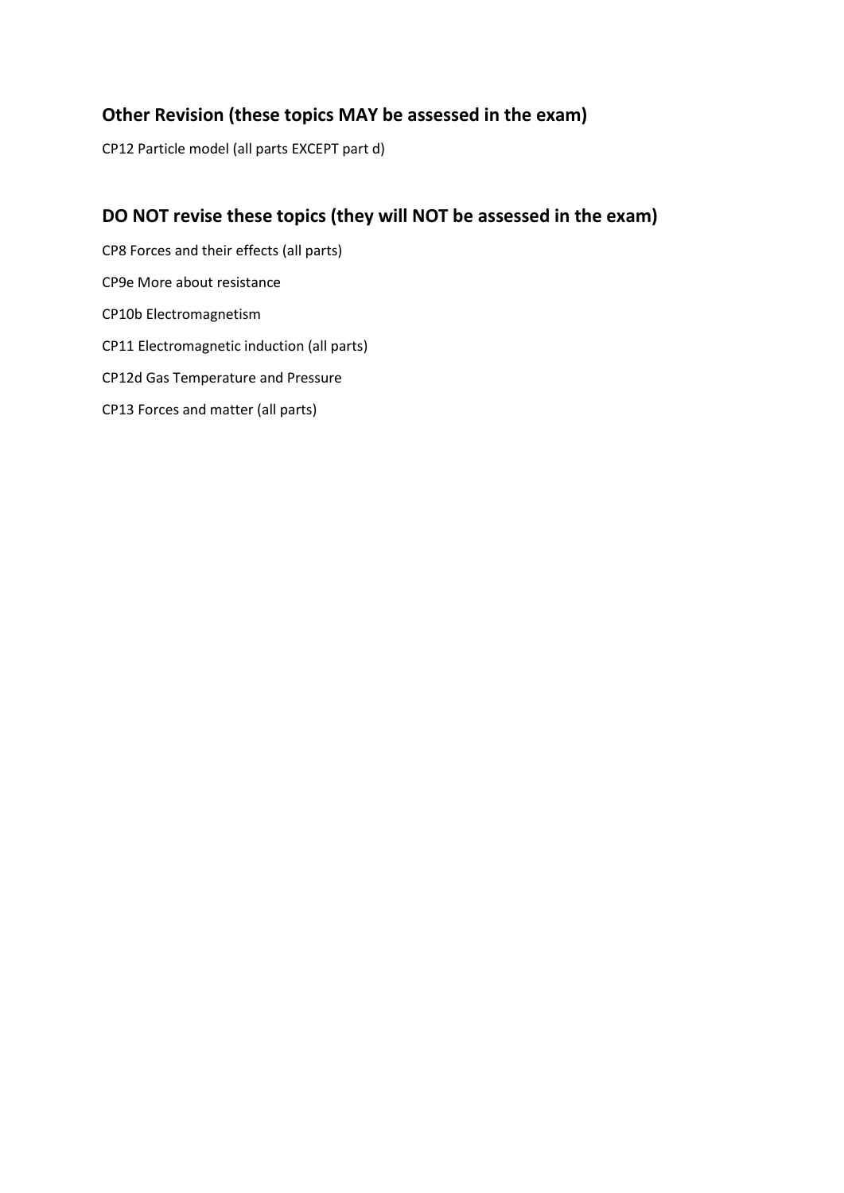## Other Revision (these topics MAY be assessed in the exam)

CP12 Particle model (all parts EXCEPT part d)

## DO NOT revise these topics (they will NOT be assessed in the exam)

CP8 Forces and their effects (all parts)

CP9e More about resistance

CP10b Electromagnetism

CP11 Electromagnetic induction (all parts)

CP12d Gas Temperature and Pressure

CP13 Forces and matter (all parts)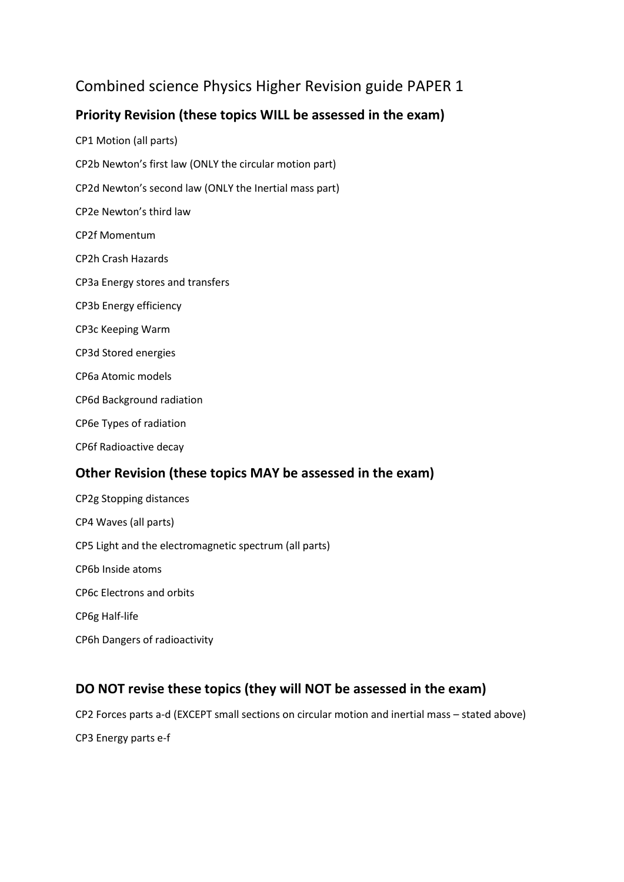# Combined science Physics Higher Revision guide PAPER 1

## Priority Revision (these topics WILL be assessed in the exam)

CP1 Motion (all parts)

CP2b Newton's first law (ONLY the circular motion part)

CP2d Newton's second law (ONLY the Inertial mass part)

CP2e Newton's third law

CP2f Momentum

CP2h Crash Hazards

CP3a Energy stores and transfers

CP3b Energy efficiency

CP3c Keeping Warm

CP3d Stored energies

CP6a Atomic models

CP6d Background radiation

CP6e Types of radiation

CP6f Radioactive decay

## Other Revision (these topics MAY be assessed in the exam)

CP2g Stopping distances

CP4 Waves (all parts)

CP5 Light and the electromagnetic spectrum (all parts)

CP6b Inside atoms

CP6c Electrons and orbits

CP6g Half-life

CP6h Dangers of radioactivity

## DO NOT revise these topics (they will NOT be assessed in the exam)

CP2 Forces parts a-d (EXCEPT small sections on circular motion and inertial mass – stated above)

CP3 Energy parts e-f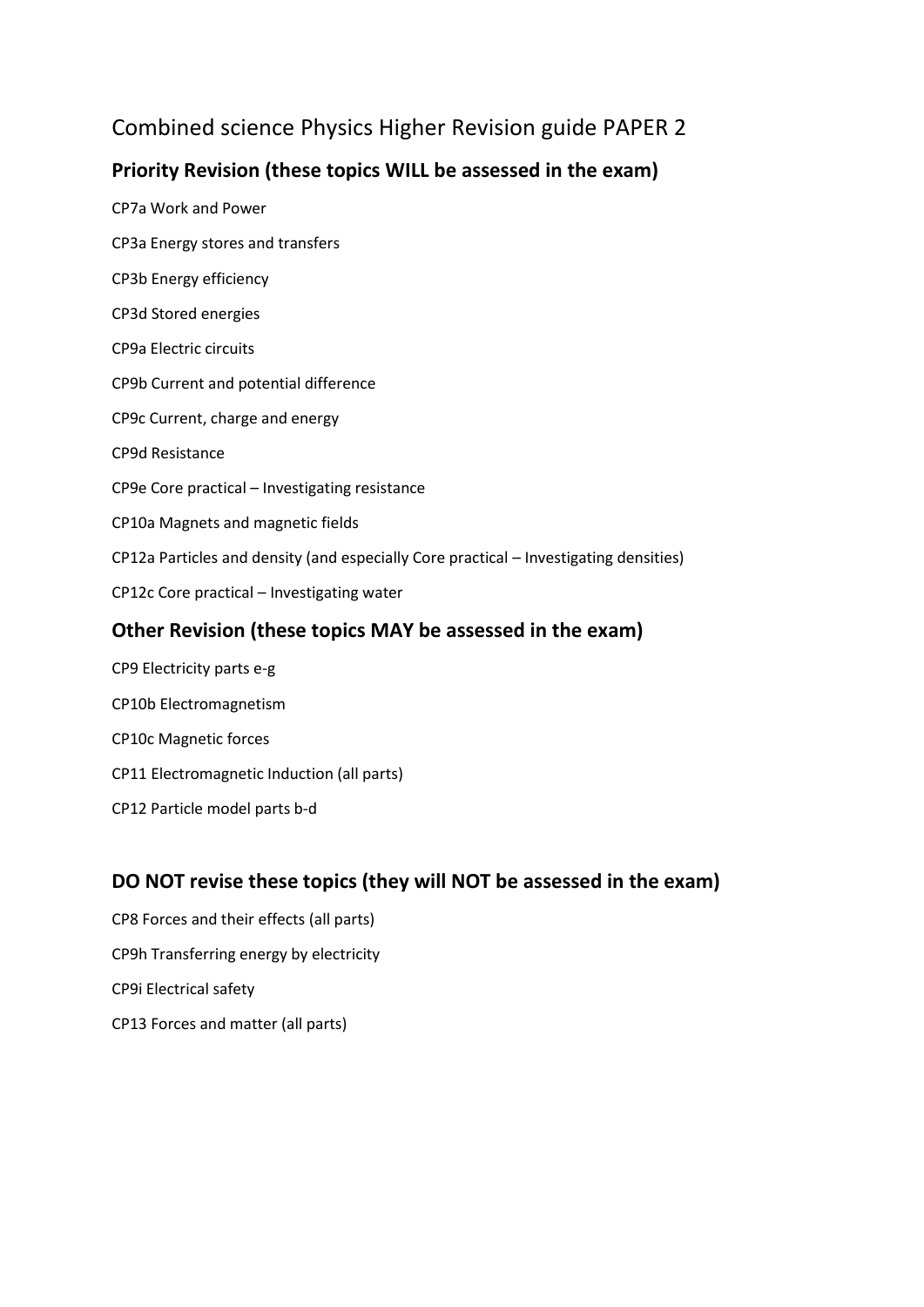# Combined science Physics Higher Revision guide PAPER 2

## Priority Revision (these topics WILL be assessed in the exam)

CP7a Work and Power

CP3a Energy stores and transfers

CP3b Energy efficiency

CP3d Stored energies

CP9a Electric circuits

CP9b Current and potential difference

CP9c Current, charge and energy

CP9d Resistance

CP9e Core practical – Investigating resistance

CP10a Magnets and magnetic fields

CP12a Particles and density (and especially Core practical – Investigating densities)

CP12c Core practical – Investigating water

## Other Revision (these topics MAY be assessed in the exam)

CP9 Electricity parts e-g

CP10b Electromagnetism

CP10c Magnetic forces

CP11 Electromagnetic Induction (all parts)

CP12 Particle model parts b-d

## DO NOT revise these topics (they will NOT be assessed in the exam)

CP8 Forces and their effects (all parts)

CP9h Transferring energy by electricity

CP9i Electrical safety

CP13 Forces and matter (all parts)